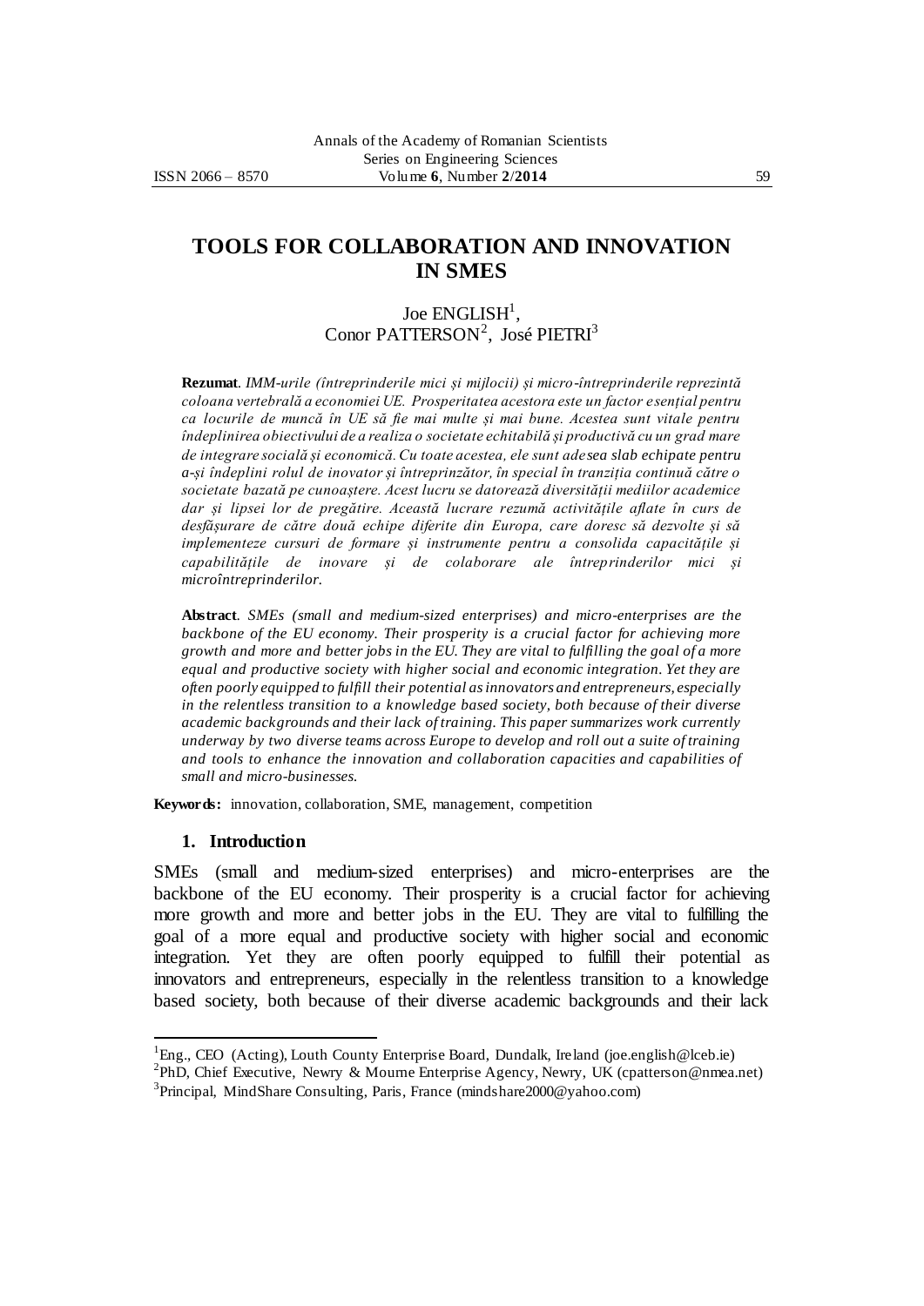# TOOLS FOR COLLABORATION AND INNOVATION IN SMES

Joe ENGLISH[1],
Conor PATTERSON[2], José PIETRI[3]

**Rezumat**. *IMM-urile (întreprinderile mici și mijlocii) și micro-întreprinderile reprezintă coloana vertebrală a economiei UE. Prosperitatea acestora este un factor esențial pentru ca locurile de muncă în UE să fie mai multe și mai bune. Acestea sunt vitale pentru îndeplinirea obiectivului de a realiza o societate echitabilă și productivă cu un grad mare de integrare socială și economică. Cu toate acestea, ele sunt adesea slab echipate pentru a-și îndeplini rolul de inovator și întreprinzător, în special în tranziția continuă către o societate bazată pe cunoaștere. Acest lucru se datorează diversității mediilor academice dar și lipsei lor de pregătire. Această lucrare rezumă activitățile aflate în curs de desfășurare de către două echipe diferite din Europa, care doresc să dezvolte și să implementeze cursuri de formare și instrumente pentru a consolida capacitățile și capabilitățile de inovare și de colaborare ale întreprinderilor mici și microîntreprinderilor.*

**Abstract**. *SMEs (small and medium-sized enterprises) and micro-enterprises are the backbone of the EU economy. Their prosperity is a crucial factor for achieving more growth and more and better jobs in the EU. They are vital to fulfilling the goal of a more equal and productive society with higher social and economic integration. Yet they are often poorly equipped to fulfill their potential as innovators and entrepreneurs, especially in the relentless transition to a knowledge based society, both because of their diverse academic backgrounds and their lack of training. This paper summarizes work currently underway by two diverse teams across Europe to develop and roll out a suite of training and tools to enhance the innovation and collaboration capacities and capabilities of small and micro-businesses.*

**Keywords:** innovation, collaboration, SME, management, competition

## 1. Introduction

SMEs (small and medium-sized enterprises) and micro-enterprises are the backbone of the EU economy. Their prosperity is a crucial factor for achieving more growth and more and better jobs in the EU. They are vital to fulfilling the goal of a more equal and productive society with higher social and economic integration. Yet they are often poorly equipped to fulfill their potential as innovators and entrepreneurs, especially in the relentless transition to a knowledge based society, both because of their diverse academic backgrounds and their lack

---

[1]Eng., CEO (Acting), Louth County Enterprise Board, Dundalk, Ireland (joe.english@lceb.ie)

[2]PhD, Chief Executive, Newry & Mourne Enterprise Agency, Newry, UK (cpatterson@nmea.net)

[3]Principal, MindShare Consulting, Paris, France (mindshare2000@yahoo.com)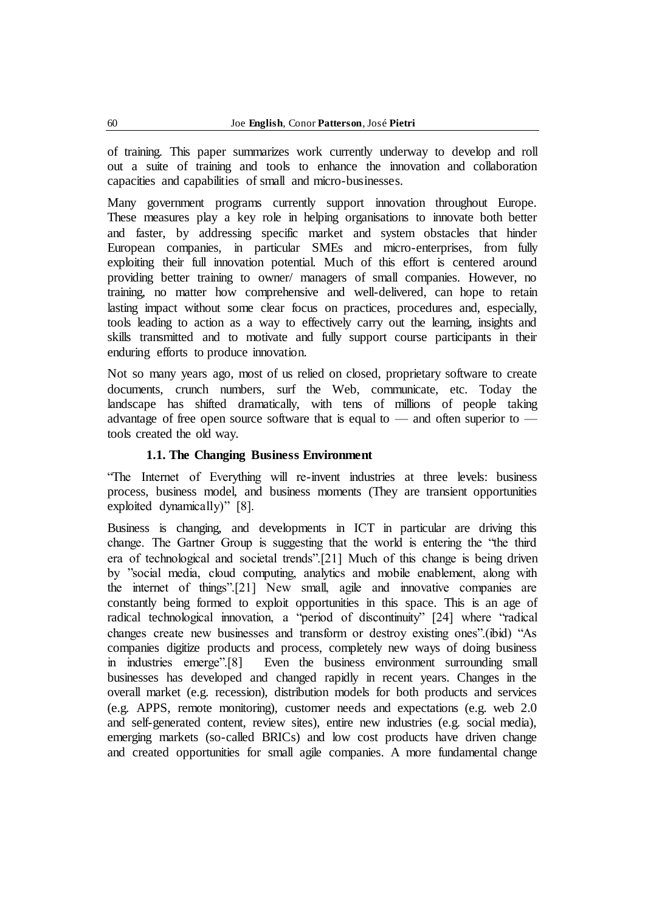of training. This paper summarizes work currently underway to develop and roll out a suite of training and tools to enhance the innovation and collaboration capacities and capabilities of small and micro-businesses.

Many government programs currently support innovation throughout Europe. These measures play a key role in helping organisations to innovate both better and faster, by addressing specific market and system obstacles that hinder European companies, in particular SMEs and micro-enterprises, from fully exploiting their full innovation potential. Much of this effort is centered around providing better training to owner/ managers of small companies. However, no training, no matter how comprehensive and well-delivered, can hope to retain lasting impact without some clear focus on practices, procedures and, especially, tools leading to action as a way to effectively carry out the learning, insights and skills transmitted and to motivate and fully support course participants in their enduring efforts to produce innovation.

Not so many years ago, most of us relied on closed, proprietary software to create documents, crunch numbers, surf the Web, communicate, etc. Today the landscape has shifted dramatically, with tens of millions of people taking advantage of free open source software that is equal to — and often superior to — tools created the old way.

### 1.1. The Changing Business Environment

"The Internet of Everything will re-invent industries at three levels: business process, business model, and business moments (They are transient opportunities exploited dynamically)" [8].

Business is changing, and developments in ICT in particular are driving this change. The Gartner Group is suggesting that the world is entering the "the third era of technological and societal trends".[21] Much of this change is being driven by "social media, cloud computing, analytics and mobile enablement, along with the internet of things".[21] New small, agile and innovative companies are constantly being formed to exploit opportunities in this space. This is an age of radical technological innovation, a "period of discontinuity" [24] where "radical changes create new businesses and transform or destroy existing ones".(ibid) "As companies digitize products and process, completely new ways of doing business in industries emerge".[8] Even the business environment surrounding small businesses has developed and changed rapidly in recent years. Changes in the overall market (e.g. recession), distribution models for both products and services (e.g. APPS, remote monitoring), customer needs and expectations (e.g. web 2.0 and self-generated content, review sites), entire new industries (e.g. social media), emerging markets (so-called BRICs) and low cost products have driven change and created opportunities for small agile companies. A more fundamental change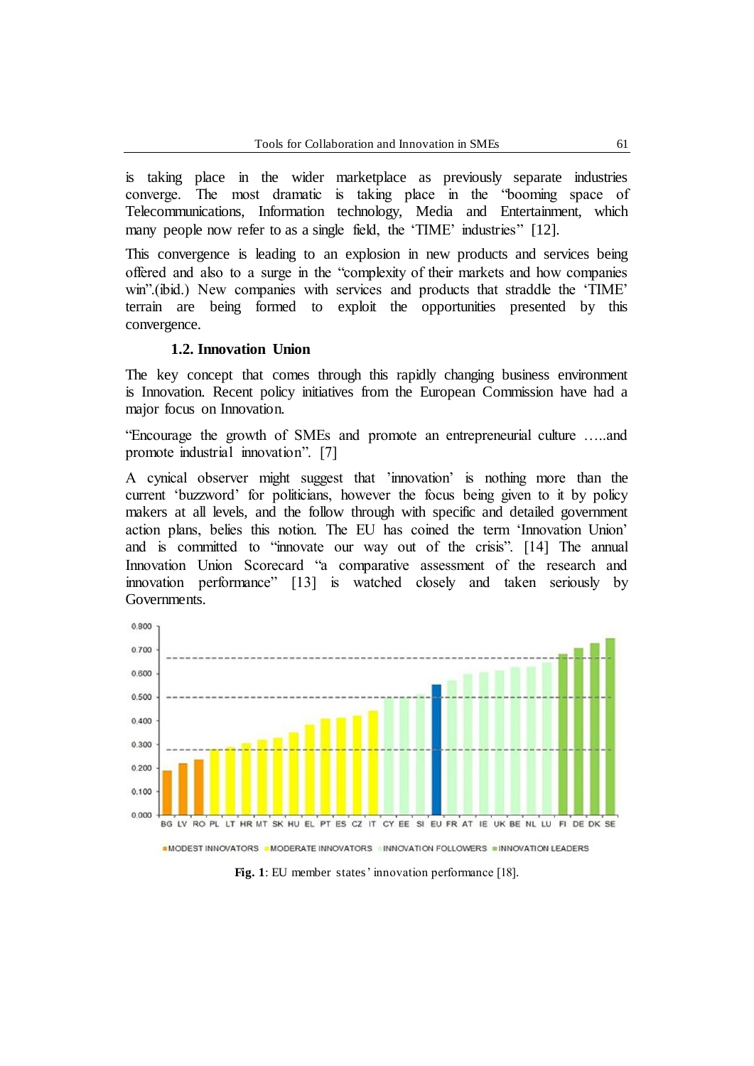is taking place in the wider marketplace as previously separate industries converge. The most dramatic is taking place in the "booming space of Telecommunications, Information technology, Media and Entertainment, which many people now refer to as a single field, the 'TIME' industries" [12].

This convergence is leading to an explosion in new products and services being offered and also to a surge in the "complexity of their markets and how companies win".(ibid.) New companies with services and products that straddle the 'TIME' terrain are being formed to exploit the opportunities presented by this convergence.

### 1.2. Innovation Union

The key concept that comes through this rapidly changing business environment is Innovation. Recent policy initiatives from the European Commission have had a major focus on Innovation.

"Encourage the growth of SMEs and promote an entrepreneurial culture …..and promote industrial innovation". [7]

A cynical observer might suggest that 'innovation' is nothing more than the current 'buzzword' for politicians, however the focus being given to it by policy makers at all levels, and the follow through with specific and detailed government action plans, belies this notion. The EU has coined the term 'Innovation Union' and is committed to "innovate our way out of the crisis". [14] The annual Innovation Union Scorecard "a comparative assessment of the research and innovation performance" [13] is watched closely and taken seriously by Governments.

**Fig. 1**: EU member states' innovation performance [18].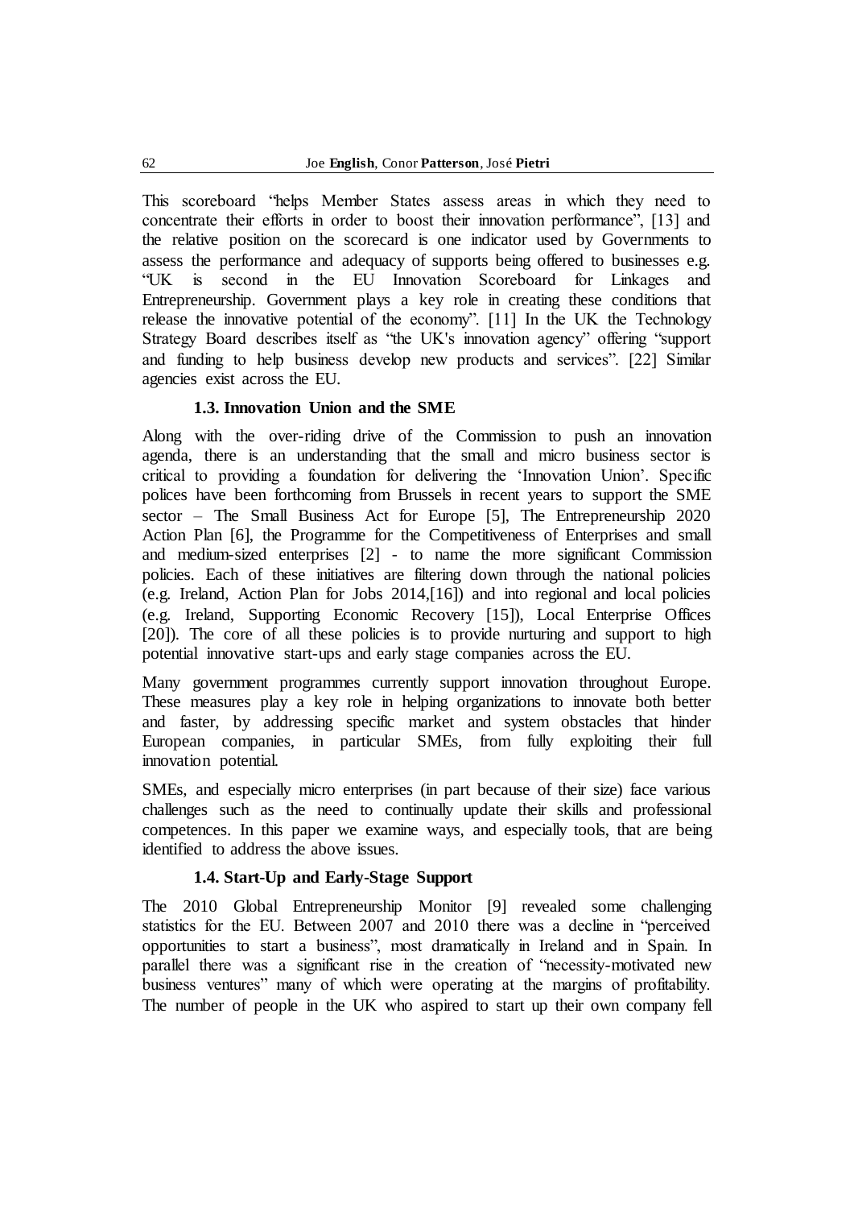This scoreboard "helps Member States assess areas in which they need to concentrate their efforts in order to boost their innovation performance", [13] and the relative position on the scorecard is one indicator used by Governments to assess the performance and adequacy of supports being offered to businesses e.g. "UK is second in the EU Innovation Scoreboard for Linkages and Entrepreneurship. Government plays a key role in creating these conditions that release the innovative potential of the economy". [11] In the UK the Technology Strategy Board describes itself as "the UK's innovation agency" offering "support and funding to help business develop new products and services". [22] Similar agencies exist across the EU.

### 1.3. Innovation Union and the SME

Along with the over-riding drive of the Commission to push an innovation agenda, there is an understanding that the small and micro business sector is critical to providing a foundation for delivering the 'Innovation Union'. Specific polices have been forthcoming from Brussels in recent years to support the SME sector – The Small Business Act for Europe [5], The Entrepreneurship 2020 Action Plan [6], the Programme for the Competitiveness of Enterprises and small and medium-sized enterprises [2] - to name the more significant Commission policies. Each of these initiatives are filtering down through the national policies (e.g. Ireland, Action Plan for Jobs 2014,[16]) and into regional and local policies (e.g. Ireland, Supporting Economic Recovery [15]), Local Enterprise Offices [20]). The core of all these policies is to provide nurturing and support to high potential innovative start-ups and early stage companies across the EU.

Many government programmes currently support innovation throughout Europe. These measures play a key role in helping organizations to innovate both better and faster, by addressing specific market and system obstacles that hinder European companies, in particular SMEs, from fully exploiting their full innovation potential.

SMEs, and especially micro enterprises (in part because of their size) face various challenges such as the need to continually update their skills and professional competences. In this paper we examine ways, and especially tools, that are being identified to address the above issues.

### 1.4. Start-Up and Early-Stage Support

The 2010 Global Entrepreneurship Monitor [9] revealed some challenging statistics for the EU. Between 2007 and 2010 there was a decline in "perceived opportunities to start a business", most dramatically in Ireland and in Spain. In parallel there was a significant rise in the creation of "necessity-motivated new business ventures" many of which were operating at the margins of profitability. The number of people in the UK who aspired to start up their own company fell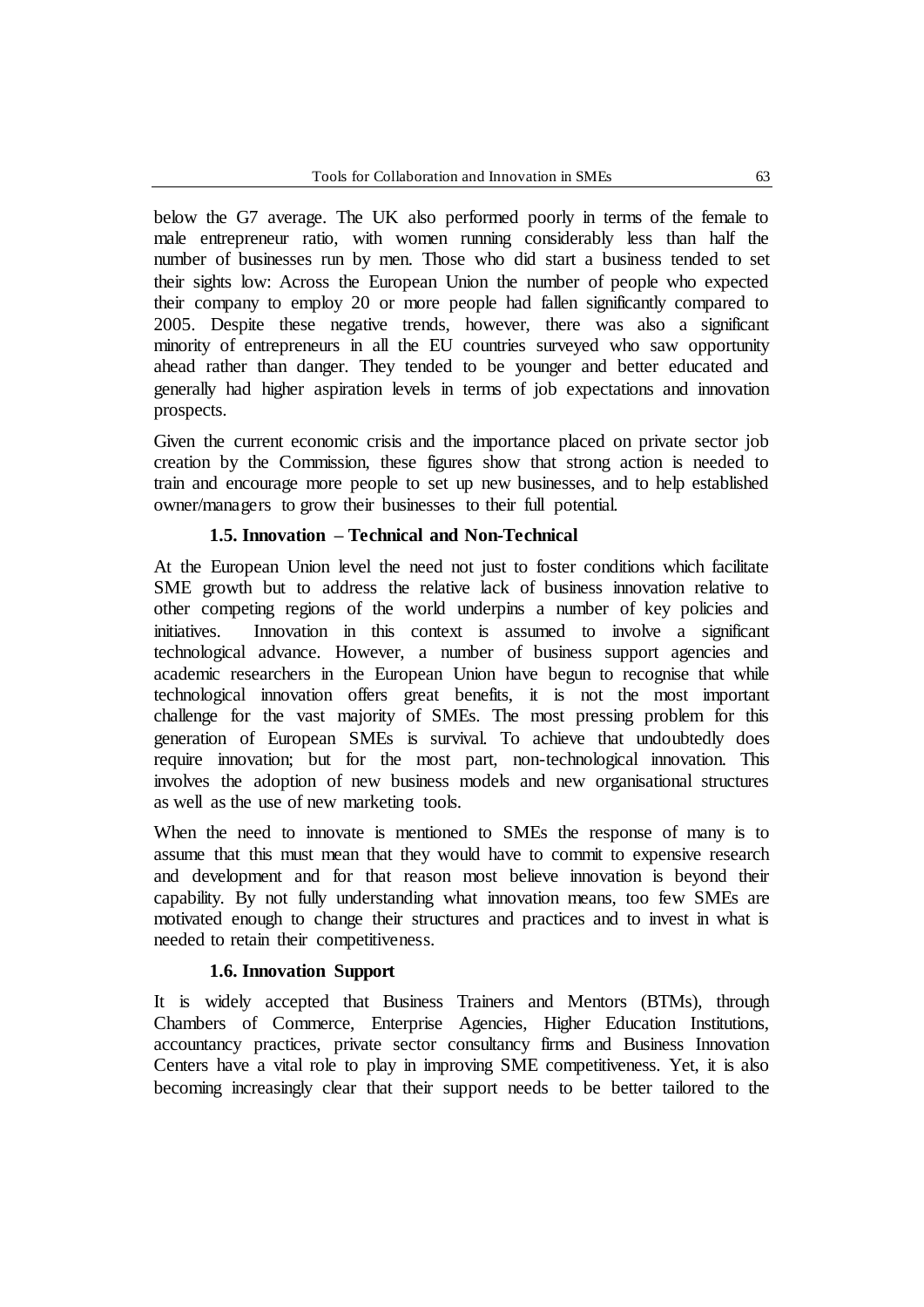below the G7 average. The UK also performed poorly in terms of the female to male entrepreneur ratio, with women running considerably less than half the number of businesses run by men. Those who did start a business tended to set their sights low: Across the European Union the number of people who expected their company to employ 20 or more people had fallen significantly compared to 2005. Despite these negative trends, however, there was also a significant minority of entrepreneurs in all the EU countries surveyed who saw opportunity ahead rather than danger. They tended to be younger and better educated and generally had higher aspiration levels in terms of job expectations and innovation prospects.

Given the current economic crisis and the importance placed on private sector job creation by the Commission, these figures show that strong action is needed to train and encourage more people to set up new businesses, and to help established owner/managers to grow their businesses to their full potential.

### 1.5. Innovation – Technical and Non-Technical

At the European Union level the need not just to foster conditions which facilitate SME growth but to address the relative lack of business innovation relative to other competing regions of the world underpins a number of key policies and initiatives. Innovation in this context is assumed to involve a significant technological advance. However, a number of business support agencies and academic researchers in the European Union have begun to recognise that while technological innovation offers great benefits, it is not the most important challenge for the vast majority of SMEs. The most pressing problem for this generation of European SMEs is survival. To achieve that undoubtedly does require innovation; but for the most part, non-technological innovation. This involves the adoption of new business models and new organisational structures as well as the use of new marketing tools.

When the need to innovate is mentioned to SMEs the response of many is to assume that this must mean that they would have to commit to expensive research and development and for that reason most believe innovation is beyond their capability. By not fully understanding what innovation means, too few SMEs are motivated enough to change their structures and practices and to invest in what is needed to retain their competitiveness.

### 1.6. Innovation Support

It is widely accepted that Business Trainers and Mentors (BTMs), through Chambers of Commerce, Enterprise Agencies, Higher Education Institutions, accountancy practices, private sector consultancy firms and Business Innovation Centers have a vital role to play in improving SME competitiveness. Yet, it is also becoming increasingly clear that their support needs to be better tailored to the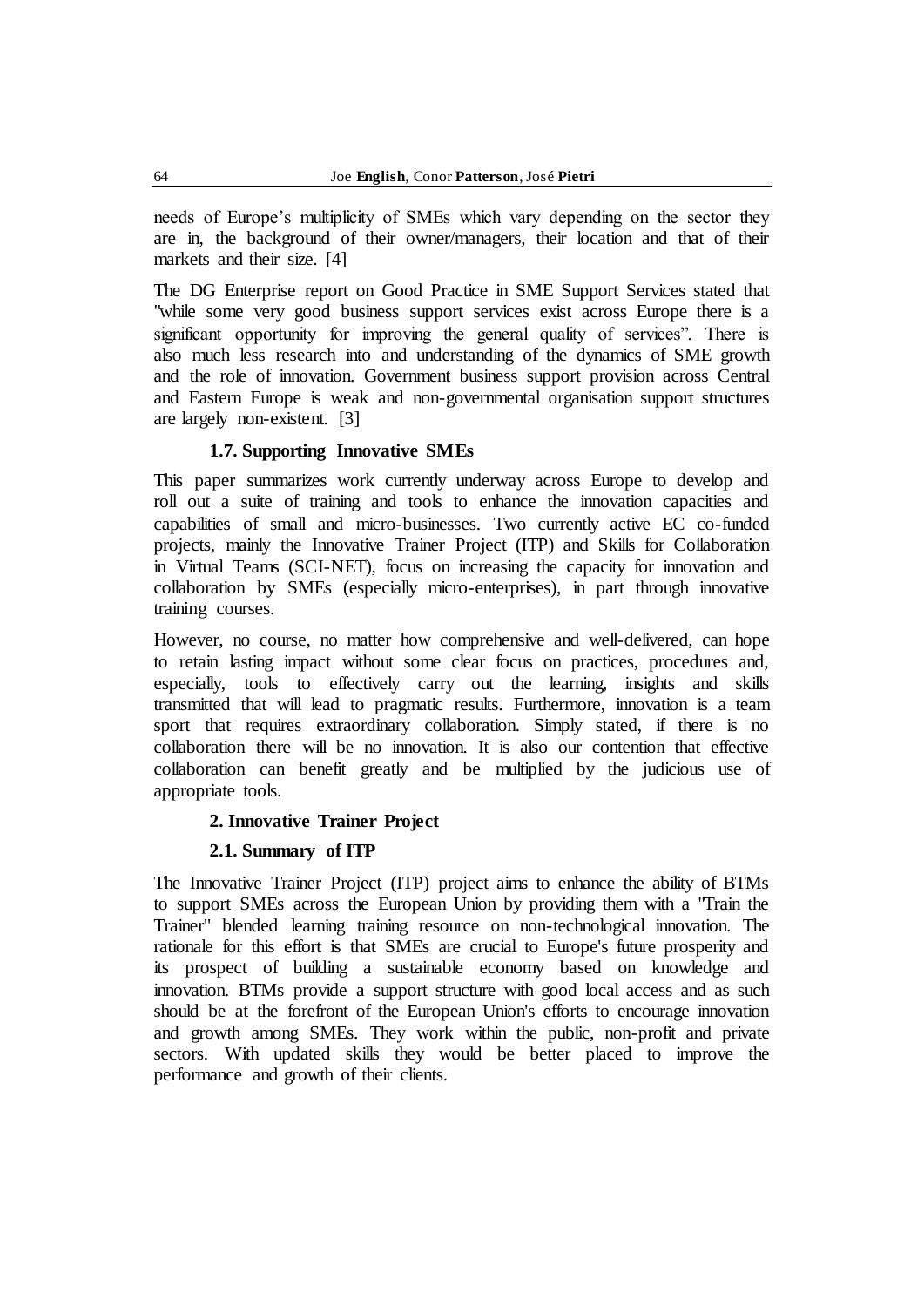needs of Europe's multiplicity of SMEs which vary depending on the sector they are in, the background of their owner/managers, their location and that of their markets and their size. [4]

The DG Enterprise report on Good Practice in SME Support Services stated that "while some very good business support services exist across Europe there is a significant opportunity for improving the general quality of services". There is also much less research into and understanding of the dynamics of SME growth and the role of innovation. Government business support provision across Central and Eastern Europe is weak and non-governmental organisation support structures are largely non-existent. [3]

### 1.7. Supporting Innovative SMEs

This paper summarizes work currently underway across Europe to develop and roll out a suite of training and tools to enhance the innovation capacities and capabilities of small and micro-businesses. Two currently active EC co-funded projects, mainly the Innovative Trainer Project (ITP) and Skills for Collaboration in Virtual Teams (SCI-NET), focus on increasing the capacity for innovation and collaboration by SMEs (especially micro-enterprises), in part through innovative training courses.

However, no course, no matter how comprehensive and well-delivered, can hope to retain lasting impact without some clear focus on practices, procedures and, especially, tools to effectively carry out the learning, insights and skills transmitted that will lead to pragmatic results. Furthermore, innovation is a team sport that requires extraordinary collaboration. Simply stated, if there is no collaboration there will be no innovation. It is also our contention that effective collaboration can benefit greatly and be multiplied by the judicious use of appropriate tools.

## 2. Innovative Trainer Project

### 2.1. Summary of ITP

The Innovative Trainer Project (ITP) project aims to enhance the ability of BTMs to support SMEs across the European Union by providing them with a "Train the Trainer" blended learning training resource on non-technological innovation. The rationale for this effort is that SMEs are crucial to Europe's future prosperity and its prospect of building a sustainable economy based on knowledge and innovation. BTMs provide a support structure with good local access and as such should be at the forefront of the European Union's efforts to encourage innovation and growth among SMEs. They work within the public, non-profit and private sectors. With updated skills they would be better placed to improve the performance and growth of their clients.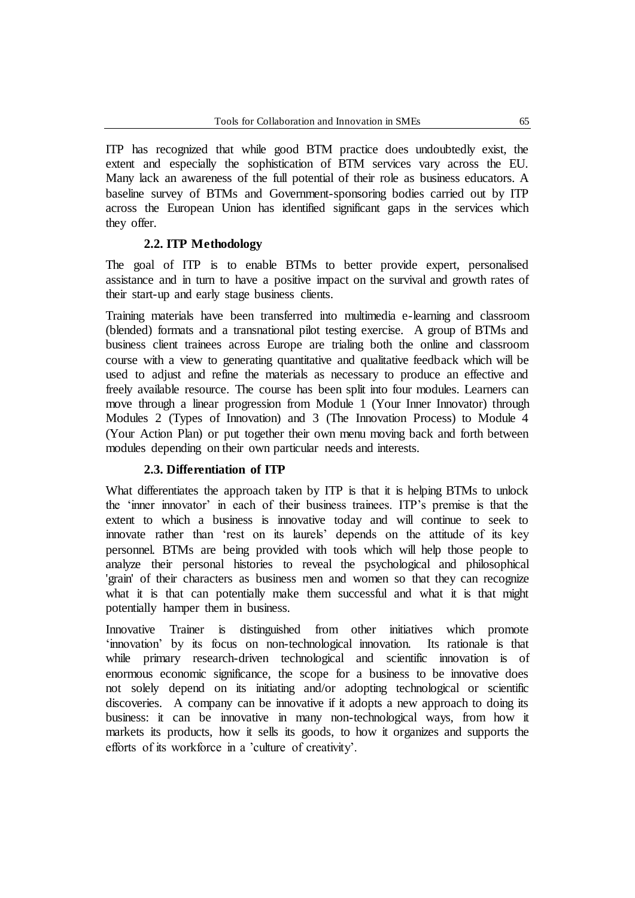ITP has recognized that while good BTM practice does undoubtedly exist, the extent and especially the sophistication of BTM services vary across the EU. Many lack an awareness of the full potential of their role as business educators. A baseline survey of BTMs and Government-sponsoring bodies carried out by ITP across the European Union has identified significant gaps in the services which they offer.

### 2.2. ITP Methodology

The goal of ITP is to enable BTMs to better provide expert, personalised assistance and in turn to have a positive impact on the survival and growth rates of their start-up and early stage business clients.

Training materials have been transferred into multimedia e-learning and classroom (blended) formats and a transnational pilot testing exercise. A group of BTMs and business client trainees across Europe are trialing both the online and classroom course with a view to generating quantitative and qualitative feedback which will be used to adjust and refine the materials as necessary to produce an effective and freely available resource. The course has been split into four modules. Learners can move through a linear progression from Module 1 (Your Inner Innovator) through Modules 2 (Types of Innovation) and 3 (The Innovation Process) to Module 4 (Your Action Plan) or put together their own menu moving back and forth between modules depending on their own particular needs and interests.

### 2.3. Differentiation of ITP

What differentiates the approach taken by ITP is that it is helping BTMs to unlock the 'inner innovator' in each of their business trainees. ITP's premise is that the extent to which a business is innovative today and will continue to seek to innovate rather than 'rest on its laurels' depends on the attitude of its key personnel. BTMs are being provided with tools which will help those people to analyze their personal histories to reveal the psychological and philosophical 'grain' of their characters as business men and women so that they can recognize what it is that can potentially make them successful and what it is that might potentially hamper them in business.

Innovative Trainer is distinguished from other initiatives which promote 'innovation' by its focus on non-technological innovation. Its rationale is that while primary research-driven technological and scientific innovation is of enormous economic significance, the scope for a business to be innovative does not solely depend on its initiating and/or adopting technological or scientific discoveries. A company can be innovative if it adopts a new approach to doing its business: it can be innovative in many non-technological ways, from how it markets its products, how it sells its goods, to how it organizes and supports the efforts of its workforce in a 'culture of creativity'.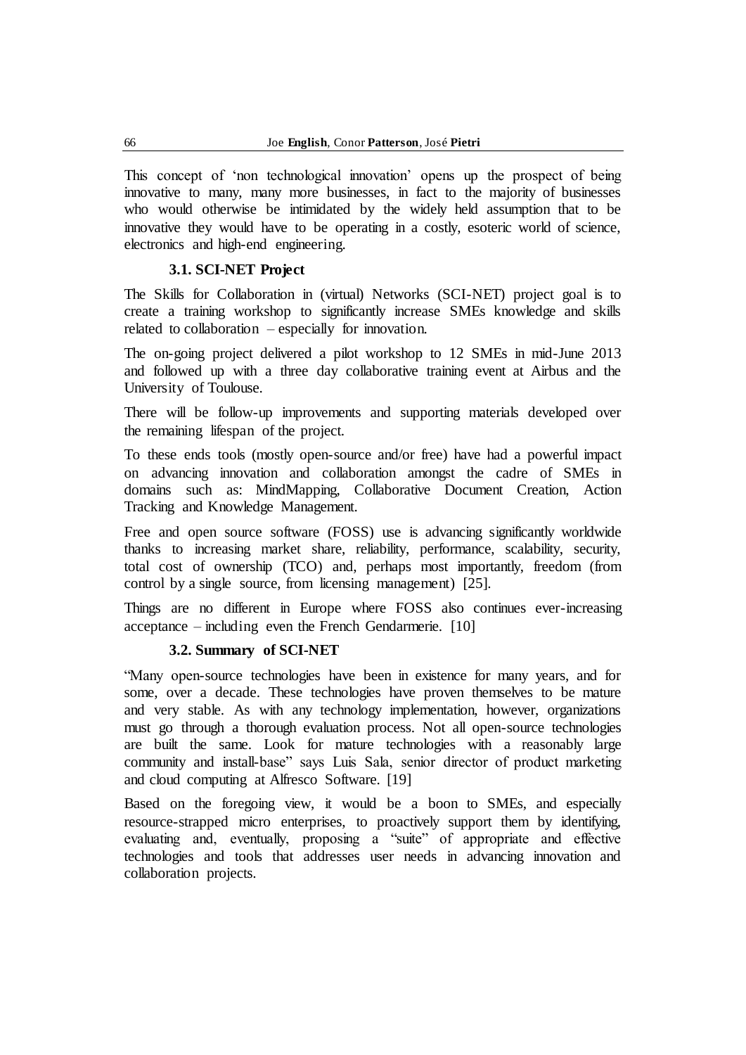This concept of 'non technological innovation' opens up the prospect of being innovative to many, many more businesses, in fact to the majority of businesses who would otherwise be intimidated by the widely held assumption that to be innovative they would have to be operating in a costly, esoteric world of science, electronics and high-end engineering.

### 3.1. SCI-NET Project

The Skills for Collaboration in (virtual) Networks (SCI-NET) project goal is to create a training workshop to significantly increase SMEs knowledge and skills related to collaboration – especially for innovation.

The on-going project delivered a pilot workshop to 12 SMEs in mid-June 2013 and followed up with a three day collaborative training event at Airbus and the University of Toulouse.

There will be follow-up improvements and supporting materials developed over the remaining lifespan of the project.

To these ends tools (mostly open-source and/or free) have had a powerful impact on advancing innovation and collaboration amongst the cadre of SMEs in domains such as: MindMapping, Collaborative Document Creation, Action Tracking and Knowledge Management.

Free and open source software (FOSS) use is advancing significantly worldwide thanks to increasing market share, reliability, performance, scalability, security, total cost of ownership (TCO) and, perhaps most importantly, freedom (from control by a single source, from licensing management) [25].

Things are no different in Europe where FOSS also continues ever-increasing acceptance – including even the French Gendarmerie. [10]

### 3.2. Summary of SCI-NET

"Many open-source technologies have been in existence for many years, and for some, over a decade. These technologies have proven themselves to be mature and very stable. As with any technology implementation, however, organizations must go through a thorough evaluation process. Not all open-source technologies are built the same. Look for mature technologies with a reasonably large community and install-base" says Luis Sala, senior director of product marketing and cloud computing at Alfresco Software. [19]

Based on the foregoing view, it would be a boon to SMEs, and especially resource-strapped micro enterprises, to proactively support them by identifying, evaluating and, eventually, proposing a "suite" of appropriate and effective technologies and tools that addresses user needs in advancing innovation and collaboration projects.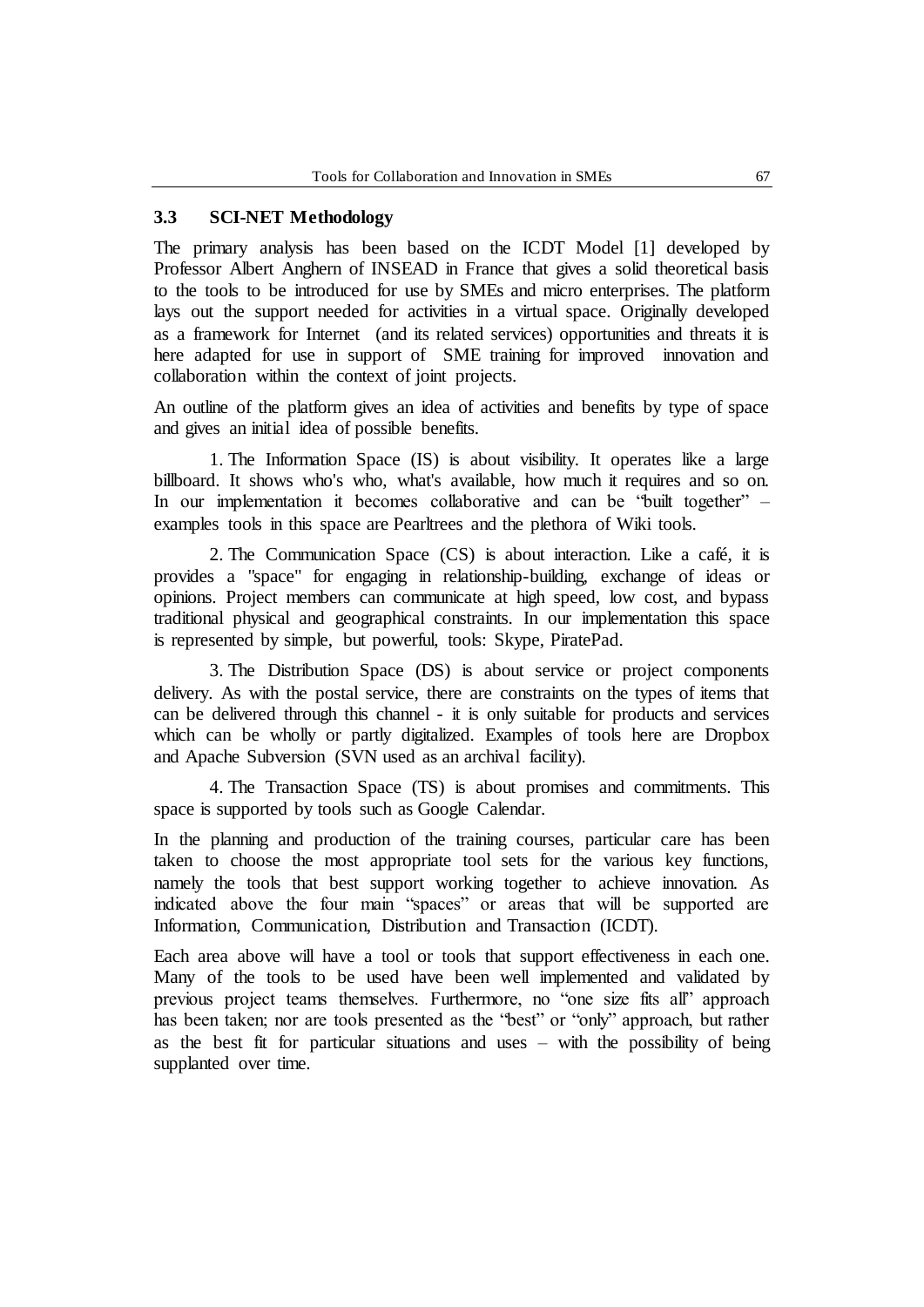### 3.3 SCI-NET Methodology

The primary analysis has been based on the ICDT Model [1] developed by Professor Albert Anghern of INSEAD in France that gives a solid theoretical basis to the tools to be introduced for use by SMEs and micro enterprises. The platform lays out the support needed for activities in a virtual space. Originally developed as a framework for Internet (and its related services) opportunities and threats it is here adapted for use in support of SME training for improved innovation and collaboration within the context of joint projects.

An outline of the platform gives an idea of activities and benefits by type of space and gives an initial idea of possible benefits.

1. The Information Space (IS) is about visibility. It operates like a large billboard. It shows who's who, what's available, how much it requires and so on. In our implementation it becomes collaborative and can be "built together" – examples tools in this space are Pearltrees and the plethora of Wiki tools.

2. The Communication Space (CS) is about interaction. Like a café, it is provides a "space" for engaging in relationship-building, exchange of ideas or opinions. Project members can communicate at high speed, low cost, and bypass traditional physical and geographical constraints. In our implementation this space is represented by simple, but powerful, tools: Skype, PiratePad.

3. The Distribution Space (DS) is about service or project components delivery. As with the postal service, there are constraints on the types of items that can be delivered through this channel - it is only suitable for products and services which can be wholly or partly digitalized. Examples of tools here are Dropbox and Apache Subversion (SVN used as an archival facility).

4. The Transaction Space (TS) is about promises and commitments. This space is supported by tools such as Google Calendar.

In the planning and production of the training courses, particular care has been taken to choose the most appropriate tool sets for the various key functions, namely the tools that best support working together to achieve innovation. As indicated above the four main "spaces" or areas that will be supported are Information, Communication, Distribution and Transaction (ICDT).

Each area above will have a tool or tools that support effectiveness in each one. Many of the tools to be used have been well implemented and validated by previous project teams themselves. Furthermore, no "one size fits all" approach has been taken; nor are tools presented as the "best" or "only" approach, but rather as the best fit for particular situations and uses – with the possibility of being supplanted over time.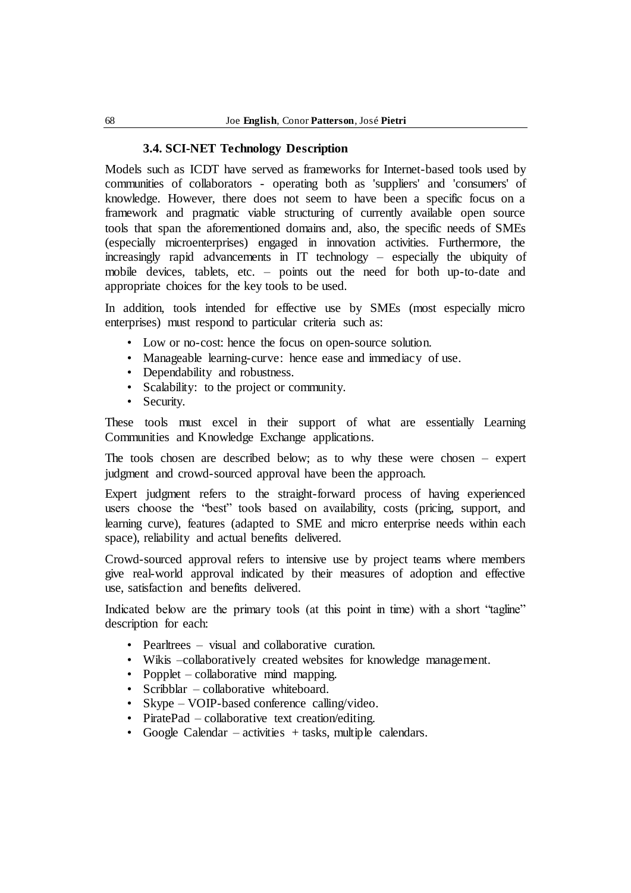### 3.4. SCI-NET Technology Description

Models such as ICDT have served as frameworks for Internet-based tools used by communities of collaborators - operating both as 'suppliers' and 'consumers' of knowledge. However, there does not seem to have been a specific focus on a framework and pragmatic viable structuring of currently available open source tools that span the aforementioned domains and, also, the specific needs of SMEs (especially microenterprises) engaged in innovation activities. Furthermore, the increasingly rapid advancements in IT technology – especially the ubiquity of mobile devices, tablets, etc. – points out the need for both up-to-date and appropriate choices for the key tools to be used.

In addition, tools intended for effective use by SMEs (most especially micro enterprises) must respond to particular criteria such as:

- Low or no-cost: hence the focus on open-source solution.
- Manageable learning-curve: hence ease and immediacy of use.
- Dependability and robustness.
- Scalability: to the project or community.
- Security.

These tools must excel in their support of what are essentially Learning Communities and Knowledge Exchange applications.

The tools chosen are described below; as to why these were chosen – expert judgment and crowd-sourced approval have been the approach.

Expert judgment refers to the straight-forward process of having experienced users choose the "best" tools based on availability, costs (pricing, support, and learning curve), features (adapted to SME and micro enterprise needs within each space), reliability and actual benefits delivered.

Crowd-sourced approval refers to intensive use by project teams where members give real-world approval indicated by their measures of adoption and effective use, satisfaction and benefits delivered.

Indicated below are the primary tools (at this point in time) with a short "tagline" description for each:

- Pearltrees – visual and collaborative curation.
- Wikis –collaboratively created websites for knowledge management.
- Popplet – collaborative mind mapping.
- Scribblar – collaborative whiteboard.
- Skype – VOIP-based conference calling/video.
- PiratePad – collaborative text creation/editing.
- Google Calendar – activities + tasks, multiple calendars.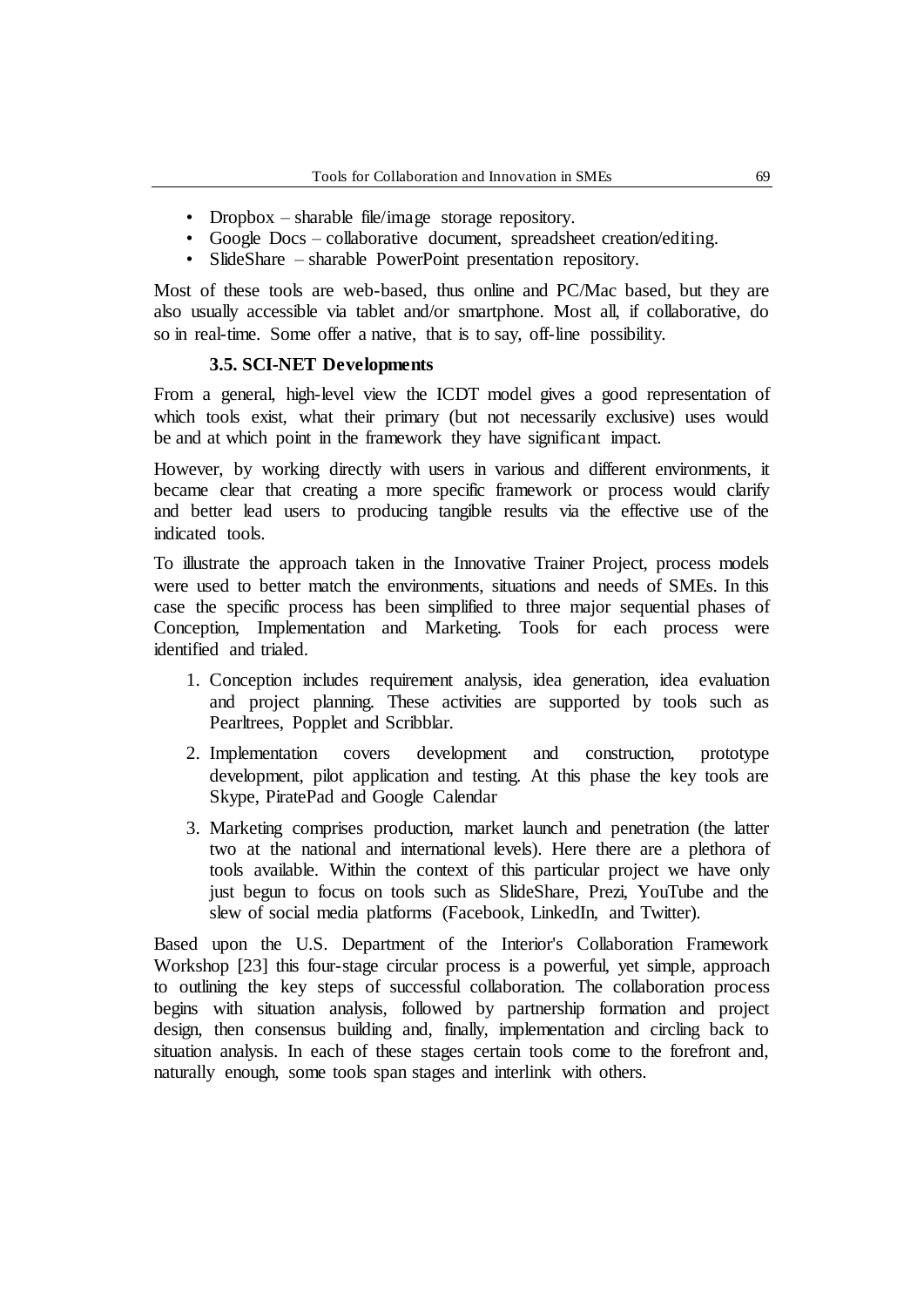- Dropbox – sharable file/image storage repository.
- Google Docs – collaborative document, spreadsheet creation/editing.
- SlideShare – sharable PowerPoint presentation repository.

Most of these tools are web-based, thus online and PC/Mac based, but they are also usually accessible via tablet and/or smartphone. Most all, if collaborative, do so in real-time. Some offer a native, that is to say, off-line possibility.

### 3.5. SCI-NET Developments

From a general, high-level view the ICDT model gives a good representation of which tools exist, what their primary (but not necessarily exclusive) uses would be and at which point in the framework they have significant impact.

However, by working directly with users in various and different environments, it became clear that creating a more specific framework or process would clarify and better lead users to producing tangible results via the effective use of the indicated tools.

To illustrate the approach taken in the Innovative Trainer Project, process models were used to better match the environments, situations and needs of SMEs. In this case the specific process has been simplified to three major sequential phases of Conception, Implementation and Marketing. Tools for each process were identified and trialed.

1. Conception includes requirement analysis, idea generation, idea evaluation and project planning. These activities are supported by tools such as Pearltrees, Popplet and Scribblar.
2. Implementation covers development and construction, prototype development, pilot application and testing. At this phase the key tools are Skype, PiratePad and Google Calendar
3. Marketing comprises production, market launch and penetration (the latter two at the national and international levels). Here there are a plethora of tools available. Within the context of this particular project we have only just begun to focus on tools such as SlideShare, Prezi, YouTube and the slew of social media platforms (Facebook, LinkedIn, and Twitter).

Based upon the U.S. Department of the Interior's Collaboration Framework Workshop [23] this four-stage circular process is a powerful, yet simple, approach to outlining the key steps of successful collaboration. The collaboration process begins with situation analysis, followed by partnership formation and project design, then consensus building and, finally, implementation and circling back to situation analysis. In each of these stages certain tools come to the forefront and, naturally enough, some tools span stages and interlink with others.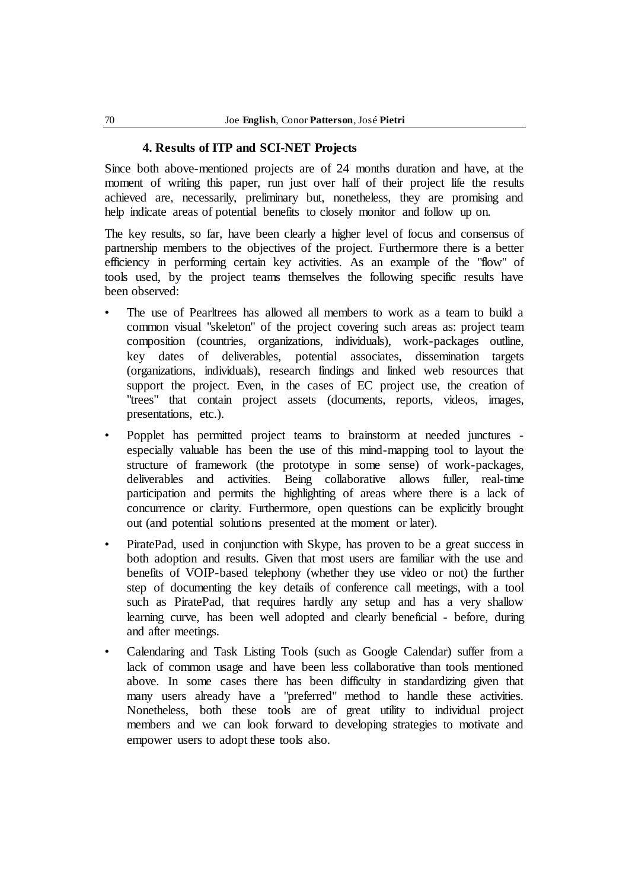### 4. Results of ITP and SCI-NET Projects

Since both above-mentioned projects are of 24 months duration and have, at the moment of writing this paper, run just over half of their project life the results achieved are, necessarily, preliminary but, nonetheless, they are promising and help indicate areas of potential benefits to closely monitor and follow up on.

The key results, so far, have been clearly a higher level of focus and consensus of partnership members to the objectives of the project. Furthermore there is a better efficiency in performing certain key activities. As an example of the "flow" of tools used, by the project teams themselves the following specific results have been observed:

- The use of Pearltrees has allowed all members to work as a team to build a common visual "skeleton" of the project covering such areas as: project team composition (countries, organizations, individuals), work-packages outline, key dates of deliverables, potential associates, dissemination targets (organizations, individuals), research findings and linked web resources that support the project. Even, in the cases of EC project use, the creation of "trees" that contain project assets (documents, reports, videos, images, presentations, etc.).
- Popplet has permitted project teams to brainstorm at needed junctures - especially valuable has been the use of this mind-mapping tool to layout the structure of framework (the prototype in some sense) of work-packages, deliverables and activities. Being collaborative allows fuller, real-time participation and permits the highlighting of areas where there is a lack of concurrence or clarity. Furthermore, open questions can be explicitly brought out (and potential solutions presented at the moment or later).
- PiratePad, used in conjunction with Skype, has proven to be a great success in both adoption and results. Given that most users are familiar with the use and benefits of VOIP-based telephony (whether they use video or not) the further step of documenting the key details of conference call meetings, with a tool such as PiratePad, that requires hardly any setup and has a very shallow learning curve, has been well adopted and clearly beneficial - before, during and after meetings.
- Calendaring and Task Listing Tools (such as Google Calendar) suffer from a lack of common usage and have been less collaborative than tools mentioned above. In some cases there has been difficulty in standardizing given that many users already have a "preferred" method to handle these activities. Nonetheless, both these tools are of great utility to individual project members and we can look forward to developing strategies to motivate and empower users to adopt these tools also.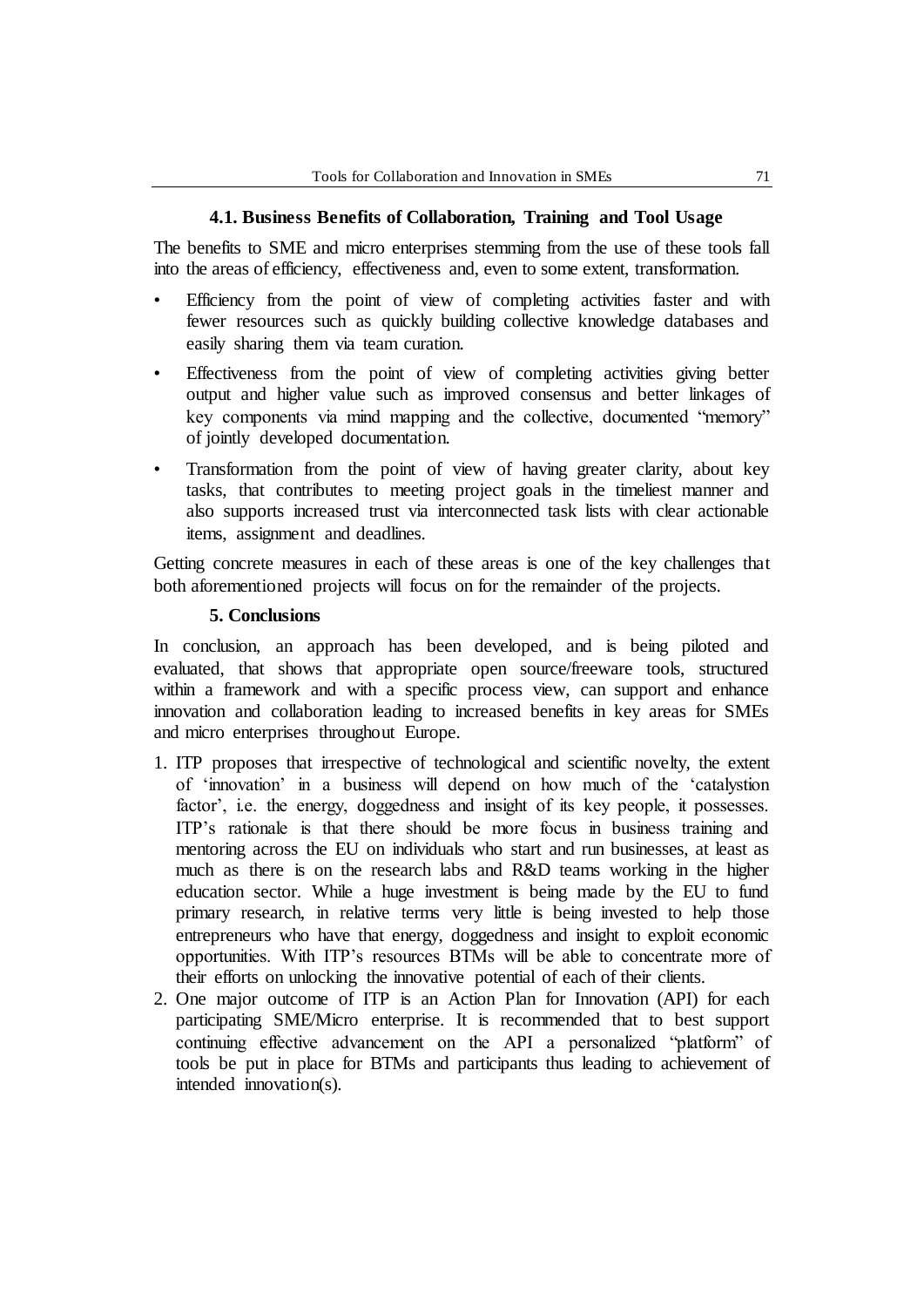### 4.1. Business Benefits of Collaboration, Training and Tool Usage

The benefits to SME and micro enterprises stemming from the use of these tools fall into the areas of efficiency, effectiveness and, even to some extent, transformation.

- Efficiency from the point of view of completing activities faster and with fewer resources such as quickly building collective knowledge databases and easily sharing them via team curation.
- Effectiveness from the point of view of completing activities giving better output and higher value such as improved consensus and better linkages of key components via mind mapping and the collective, documented "memory" of jointly developed documentation.
- Transformation from the point of view of having greater clarity, about key tasks, that contributes to meeting project goals in the timeliest manner and also supports increased trust via interconnected task lists with clear actionable items, assignment and deadlines.

Getting concrete measures in each of these areas is one of the key challenges that both aforementioned projects will focus on for the remainder of the projects.

## 5. Conclusions

In conclusion, an approach has been developed, and is being piloted and evaluated, that shows that appropriate open source/freeware tools, structured within a framework and with a specific process view, can support and enhance innovation and collaboration leading to increased benefits in key areas for SMEs and micro enterprises throughout Europe.

1. ITP proposes that irrespective of technological and scientific novelty, the extent of 'innovation' in a business will depend on how much of the 'catalystion factor', i.e. the energy, doggedness and insight of its key people, it possesses. ITP's rationale is that there should be more focus in business training and mentoring across the EU on individuals who start and run businesses, at least as much as there is on the research labs and R&D teams working in the higher education sector. While a huge investment is being made by the EU to fund primary research, in relative terms very little is being invested to help those entrepreneurs who have that energy, doggedness and insight to exploit economic opportunities. With ITP's resources BTMs will be able to concentrate more of their efforts on unlocking the innovative potential of each of their clients.
2. One major outcome of ITP is an Action Plan for Innovation (API) for each participating SME/Micro enterprise. It is recommended that to best support continuing effective advancement on the API a personalized "platform" of tools be put in place for BTMs and participants thus leading to achievement of intended innovation(s).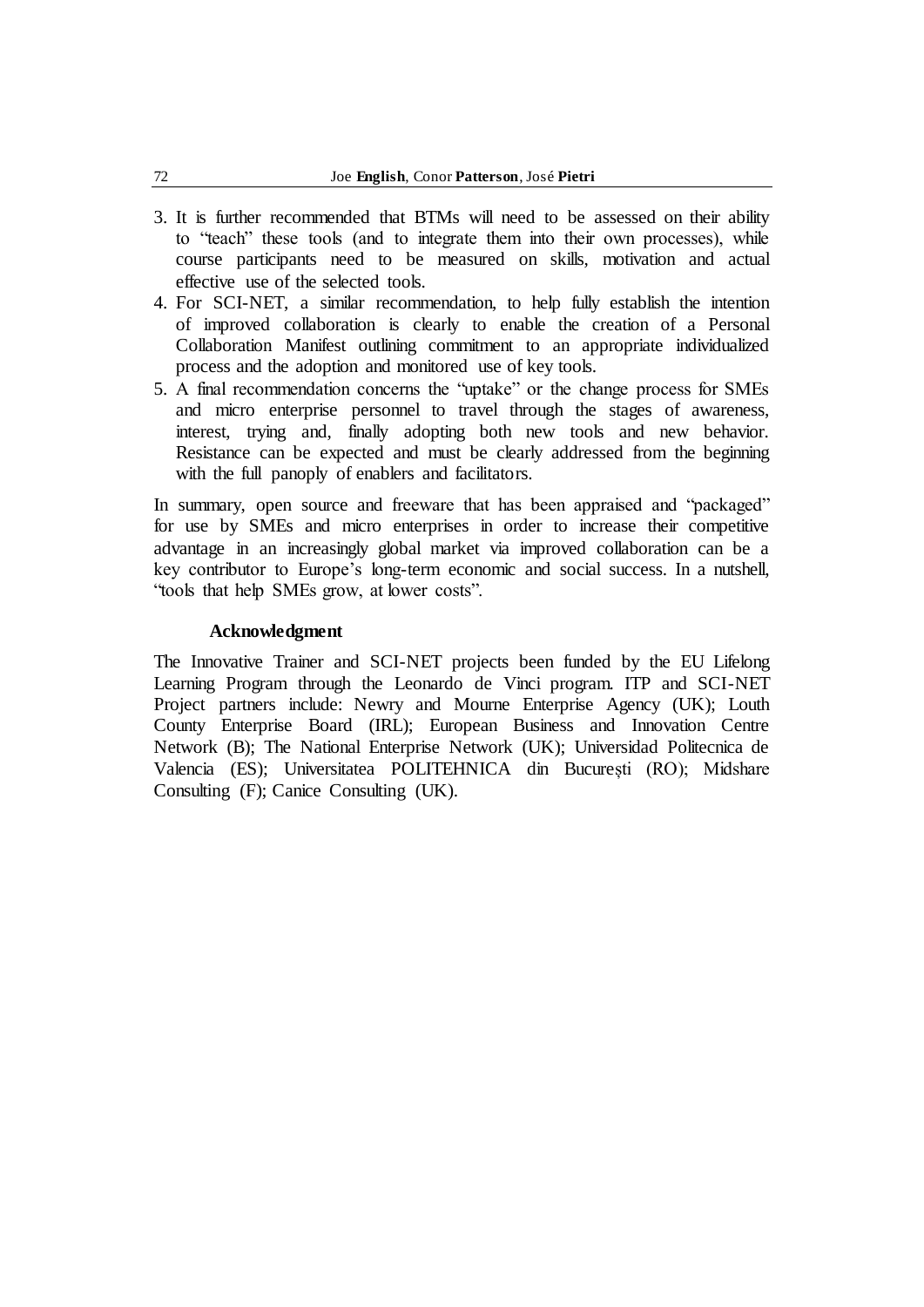3. It is further recommended that BTMs will need to be assessed on their ability to "teach" these tools (and to integrate them into their own processes), while course participants need to be measured on skills, motivation and actual effective use of the selected tools.
4. For SCI-NET, a similar recommendation, to help fully establish the intention of improved collaboration is clearly to enable the creation of a Personal Collaboration Manifest outlining commitment to an appropriate individualized process and the adoption and monitored use of key tools.
5. A final recommendation concerns the "uptake" or the change process for SMEs and micro enterprise personnel to travel through the stages of awareness, interest, trying and, finally adopting both new tools and new behavior. Resistance can be expected and must be clearly addressed from the beginning with the full panoply of enablers and facilitators.

In summary, open source and freeware that has been appraised and "packaged" for use by SMEs and micro enterprises in order to increase their competitive advantage in an increasingly global market via improved collaboration can be a key contributor to Europe's long-term economic and social success. In a nutshell, "tools that help SMEs grow, at lower costs".

### Acknowledgment

The Innovative Trainer and SCI-NET projects been funded by the EU Lifelong Learning Program through the Leonardo de Vinci program. ITP and SCI-NET Project partners include: Newry and Mourne Enterprise Agency (UK); Louth County Enterprise Board (IRL); European Business and Innovation Centre Network (B); The National Enterprise Network (UK); Universidad Politecnica de Valencia (ES); Universitatea POLITEHNICA din București (RO); Midshare Consulting (F); Canice Consulting (UK).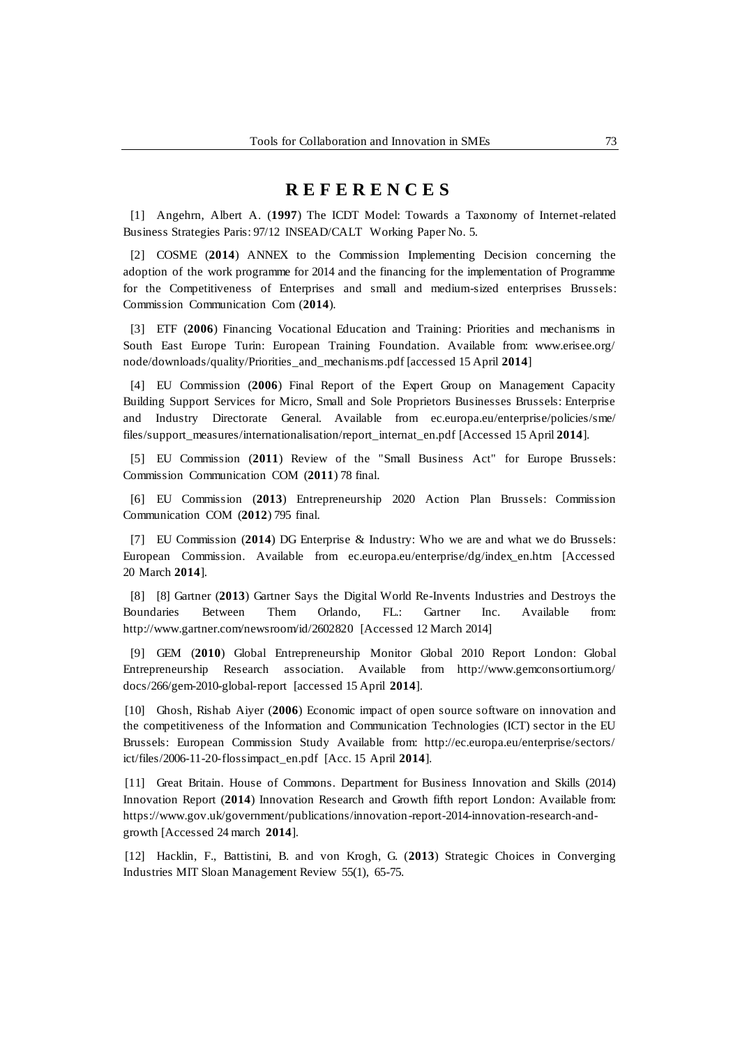# REFERENCES

[1] Angehrn, Albert A. (**1997**) The ICDT Model: Towards a Taxonomy of Internet-related Business Strategies Paris: 97/12 INSEAD/CALT Working Paper No. 5.

[2] COSME (**2014**) ANNEX to the Commission Implementing Decision concerning the adoption of the work programme for 2014 and the financing for the implementation of Programme for the Competitiveness of Enterprises and small and medium-sized enterprises Brussels: Commission Communication Com (**2014**).

[3] ETF (**2006**) Financing Vocational Education and Training: Priorities and mechanisms in South East Europe Turin: European Training Foundation. Available from: www.erisee.org/ node/downloads/quality/Priorities_and_mechanisms.pdf [accessed 15 April **2014**]

[4] EU Commission (**2006**) Final Report of the Expert Group on Management Capacity Building Support Services for Micro, Small and Sole Proprietors Businesses Brussels: Enterprise and Industry Directorate General. Available from ec.europa.eu/enterprise/policies/sme/ files/support_measures/internationalisation/report_internat_en.pdf [Accessed 15 April **2014**].

[5] EU Commission (**2011**) Review of the "Small Business Act" for Europe Brussels: Commission Communication COM (**2011**) 78 final.

[6] EU Commission (**2013**) Entrepreneurship 2020 Action Plan Brussels: Commission Communication COM (**2012**) 795 final.

[7] EU Commission (**2014**) DG Enterprise & Industry: Who we are and what we do Brussels: European Commission. Available from ec.europa.eu/enterprise/dg/index_en.htm [Accessed 20 March **2014**].

[8] [8] Gartner (**2013**) Gartner Says the Digital World Re-Invents Industries and Destroys the Boundaries Between Them Orlando, FL.: Gartner Inc. Available from: http://www.gartner.com/newsroom/id/2602820 [Accessed 12 March 2014]

[9] GEM (**2010**) Global Entrepreneurship Monitor Global 2010 Report London: Global Entrepreneurship Research association. Available from http://www.gemconsortium.org/ docs/266/gem-2010-global-report [accessed 15 April **2014**].

[10] Ghosh, Rishab Aiyer (**2006**) Economic impact of open source software on innovation and the competitiveness of the Information and Communication Technologies (ICT) sector in the EU Brussels: European Commission Study Available from: http://ec.europa.eu/enterprise/sectors/ ict/files/2006-11-20-flossimpact_en.pdf [Acc. 15 April **2014**].

[11] Great Britain. House of Commons. Department for Business Innovation and Skills (2014) Innovation Report (**2014**) Innovation Research and Growth fifth report London: Available from: https://www.gov.uk/government/publications/innovation-report-2014-innovation-research-and-growth [Accessed 24 march **2014**].

[12] Hacklin, F., Battistini, B. and von Krogh, G. (**2013**) Strategic Choices in Converging Industries MIT Sloan Management Review 55(1), 65-75.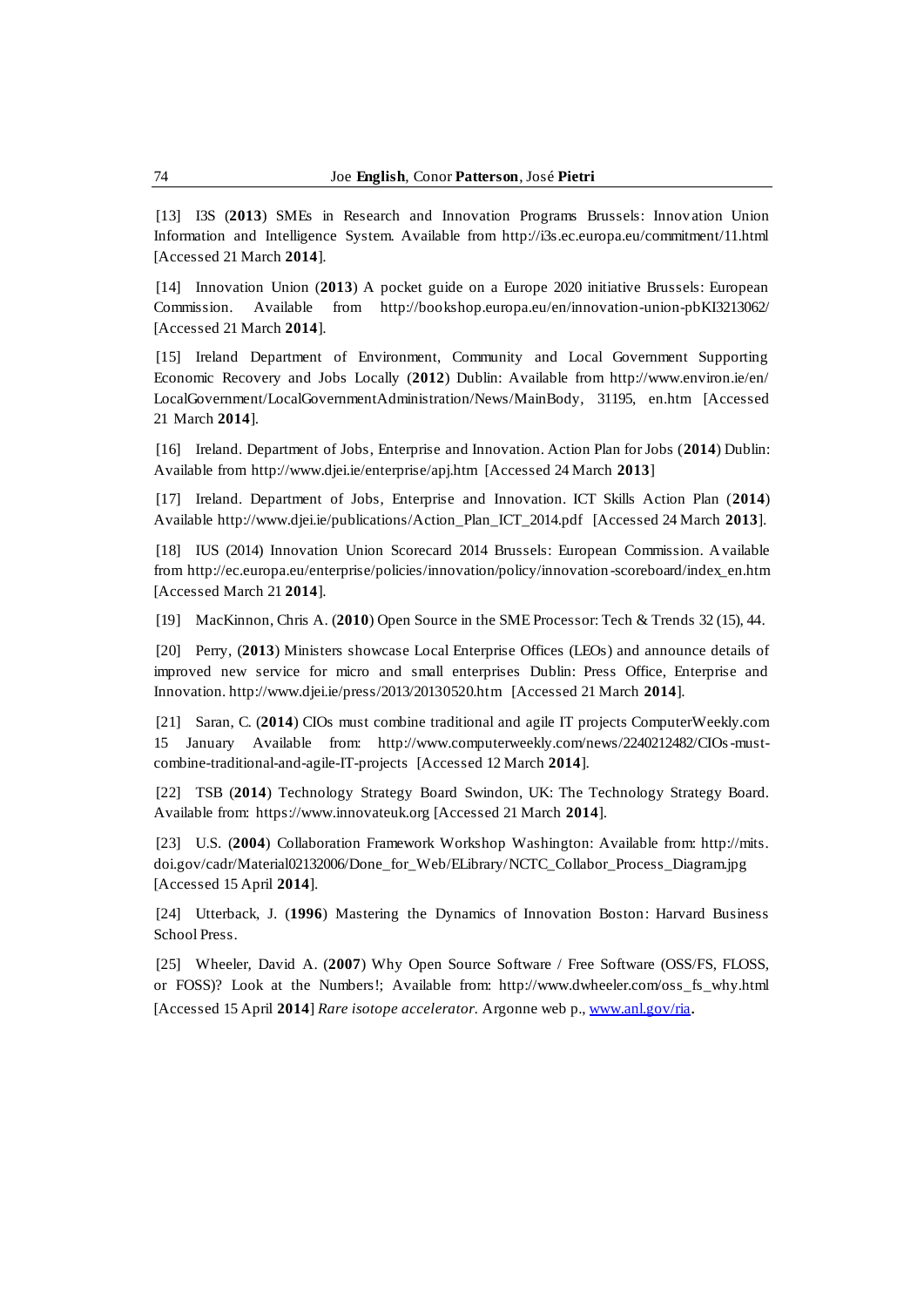[13] I3S (**2013**) SMEs in Research and Innovation Programs Brussels: Innovation Union Information and Intelligence System. Available from http://i3s.ec.europa.eu/commitment/11.html [Accessed 21 March **2014**].

[14] Innovation Union (**2013**) A pocket guide on a Europe 2020 initiative Brussels: European Commission. Available from http://bookshop.europa.eu/en/innovation-union-pbKI3213062/ [Accessed 21 March **2014**].

[15] Ireland Department of Environment, Community and Local Government Supporting Economic Recovery and Jobs Locally (**2012**) Dublin: Available from http://www.environ.ie/en/ LocalGovernment/LocalGovernmentAdministration/News/MainBody, 31195, en.htm [Accessed 21 March **2014**].

[16] Ireland. Department of Jobs, Enterprise and Innovation. Action Plan for Jobs (**2014**) Dublin: Available from http://www.djei.ie/enterprise/apj.htm [Accessed 24 March **2013**]

[17] Ireland. Department of Jobs, Enterprise and Innovation. ICT Skills Action Plan (**2014**) Available http://www.djei.ie/publications/Action_Plan_ICT_2014.pdf [Accessed 24 March **2013**].

[18] IUS (2014) Innovation Union Scorecard 2014 Brussels: European Commission. Available from http://ec.europa.eu/enterprise/policies/innovation/policy/innovation-scoreboard/index_en.htm [Accessed March 21 **2014**].

[19] MacKinnon, Chris A. (**2010**) Open Source in the SME Processor: Tech & Trends 32 (15), 44.

[20] Perry, (**2013**) Ministers showcase Local Enterprise Offices (LEOs) and announce details of improved new service for micro and small enterprises Dublin: Press Office, Enterprise and Innovation. http://www.djei.ie/press/2013/20130520.htm [Accessed 21 March **2014**].

[21] Saran, C. (**2014**) CIOs must combine traditional and agile IT projects ComputerWeekly.com 15 January Available from: http://www.computerweekly.com/news/2240212482/CIOs-must-combine-traditional-and-agile-IT-projects [Accessed 12 March **2014**].

[22] TSB (**2014**) Technology Strategy Board Swindon, UK: The Technology Strategy Board. Available from: https://www.innovateuk.org [Accessed 21 March **2014**].

[23] U.S. (**2004**) Collaboration Framework Workshop Washington: Available from: http://mits. doi.gov/cadr/Material02132006/Done_for_Web/ELibrary/NCTC_Collabor_Process_Diagram.jpg [Accessed 15 April **2014**].

[24] Utterback, J. (**1996**) Mastering the Dynamics of Innovation Boston: Harvard Business School Press.

[25] Wheeler, David A. (**2007**) Why Open Source Software / Free Software (OSS/FS, FLOSS, or FOSS)? Look at the Numbers!; Available from: http://www.dwheeler.com/oss_fs_why.html [Accessed 15 April **2014**] *Rare isotope accelerator.* Argonne web p., [www.anl.gov/ria](http://www.anl.gov/ria).